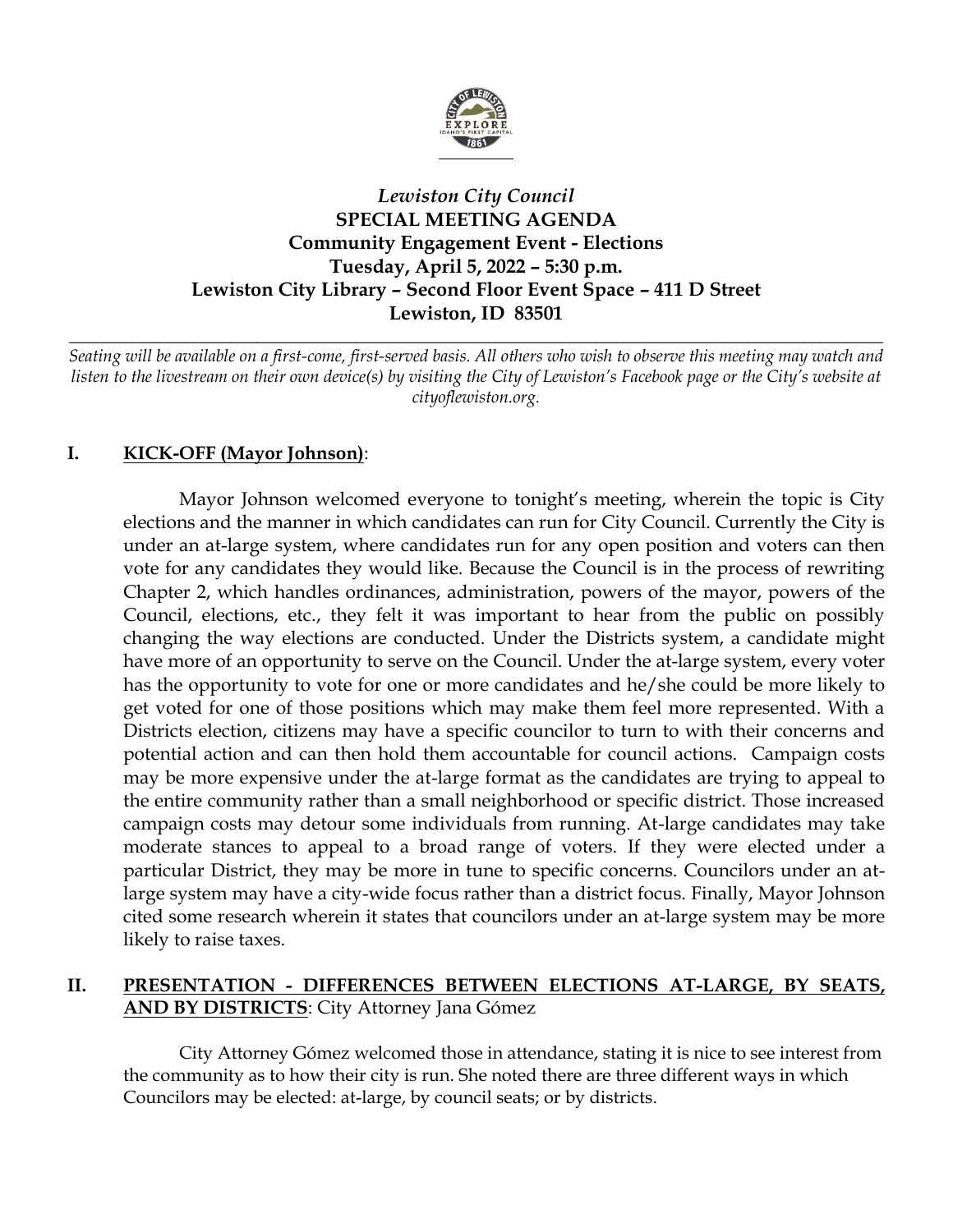*Lewiston City Council*
**SPECIAL MEETING AGENDA**
**Community Engagement Event - Elections**
**Tuesday, April 5, 2022 – 5:30 p.m.**
**Lewiston City Library – Second Floor Event Space – 411 D Street**
**Lewiston, ID 83501**

---

*Seating will be available on a first-come, first-served basis. All others who wish to observe this meeting may watch and listen to the livestream on their own device(s) by visiting the City of Lewiston's Facebook page or the City's website at cityoflewiston.org.*

## I. KICK-OFF (Mayor Johnson):

Mayor Johnson welcomed everyone to tonight's meeting, wherein the topic is City elections and the manner in which candidates can run for City Council. Currently the City is under an at-large system, where candidates run for any open position and voters can then vote for any candidates they would like. Because the Council is in the process of rewriting Chapter 2, which handles ordinances, administration, powers of the mayor, powers of the Council, elections, etc., they felt it was important to hear from the public on possibly changing the way elections are conducted. Under the Districts system, a candidate might have more of an opportunity to serve on the Council. Under the at-large system, every voter has the opportunity to vote for one or more candidates and he/she could be more likely to get voted for one of those positions which may make them feel more represented. With a Districts election, citizens may have a specific councilor to turn to with their concerns and potential action and can then hold them accountable for council actions. Campaign costs may be more expensive under the at-large format as the candidates are trying to appeal to the entire community rather than a small neighborhood or specific district. Those increased campaign costs may detour some individuals from running. At-large candidates may take moderate stances to appeal to a broad range of voters. If they were elected under a particular District, they may be more in tune to specific concerns. Councilors under an at-large system may have a city-wide focus rather than a district focus. Finally, Mayor Johnson cited some research wherein it states that councilors under an at-large system may be more likely to raise taxes.

## II. PRESENTATION - DIFFERENCES BETWEEN ELECTIONS AT-LARGE, BY SEATS, AND BY DISTRICTS: City Attorney Jana Gómez

City Attorney Gómez welcomed those in attendance, stating it is nice to see interest from the community as to how their city is run. She noted there are three different ways in which Councilors may be elected: at-large, by council seats; or by districts.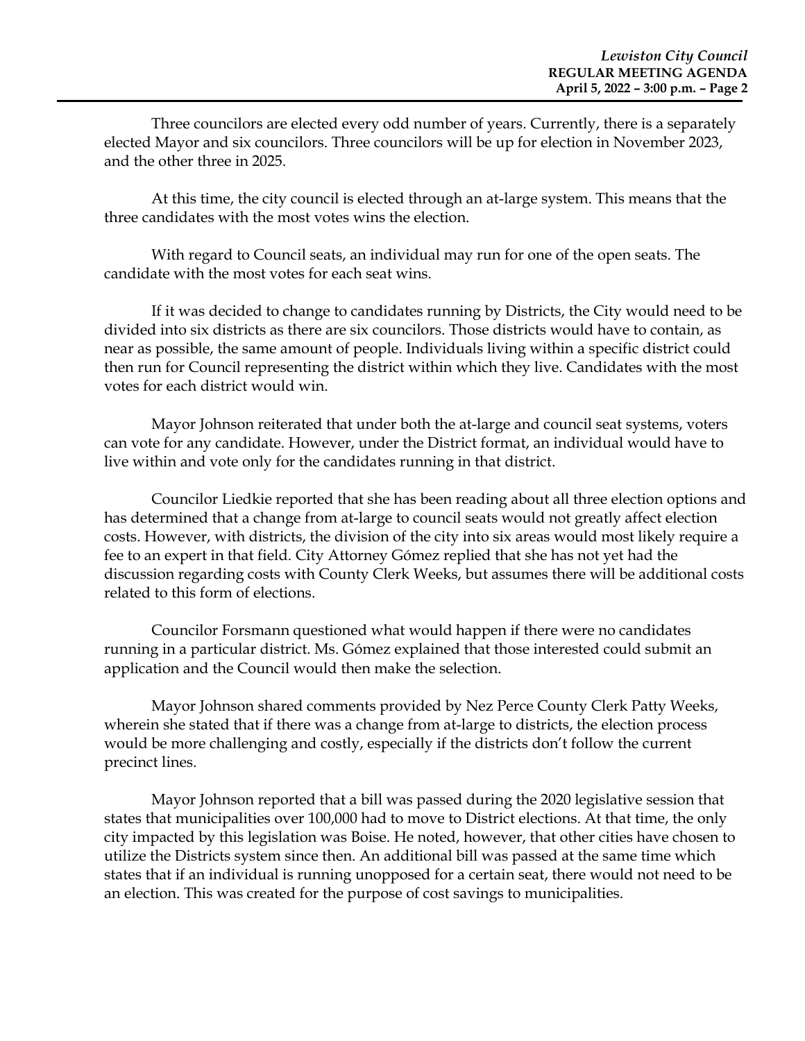Three councilors are elected every odd number of years. Currently, there is a separately elected Mayor and six councilors. Three councilors will be up for election in November 2023, and the other three in 2025.

At this time, the city council is elected through an at-large system. This means that the three candidates with the most votes wins the election.

With regard to Council seats, an individual may run for one of the open seats. The candidate with the most votes for each seat wins.

If it was decided to change to candidates running by Districts, the City would need to be divided into six districts as there are six councilors. Those districts would have to contain, as near as possible, the same amount of people. Individuals living within a specific district could then run for Council representing the district within which they live. Candidates with the most votes for each district would win.

Mayor Johnson reiterated that under both the at-large and council seat systems, voters can vote for any candidate. However, under the District format, an individual would have to live within and vote only for the candidates running in that district.

Councilor Liedkie reported that she has been reading about all three election options and has determined that a change from at-large to council seats would not greatly affect election costs. However, with districts, the division of the city into six areas would most likely require a fee to an expert in that field. City Attorney Gómez replied that she has not yet had the discussion regarding costs with County Clerk Weeks, but assumes there will be additional costs related to this form of elections.

Councilor Forsmann questioned what would happen if there were no candidates running in a particular district. Ms. Gómez explained that those interested could submit an application and the Council would then make the selection.

Mayor Johnson shared comments provided by Nez Perce County Clerk Patty Weeks, wherein she stated that if there was a change from at-large to districts, the election process would be more challenging and costly, especially if the districts don't follow the current precinct lines.

Mayor Johnson reported that a bill was passed during the 2020 legislative session that states that municipalities over 100,000 had to move to District elections. At that time, the only city impacted by this legislation was Boise. He noted, however, that other cities have chosen to utilize the Districts system since then. An additional bill was passed at the same time which states that if an individual is running unopposed for a certain seat, there would not need to be an election. This was created for the purpose of cost savings to municipalities.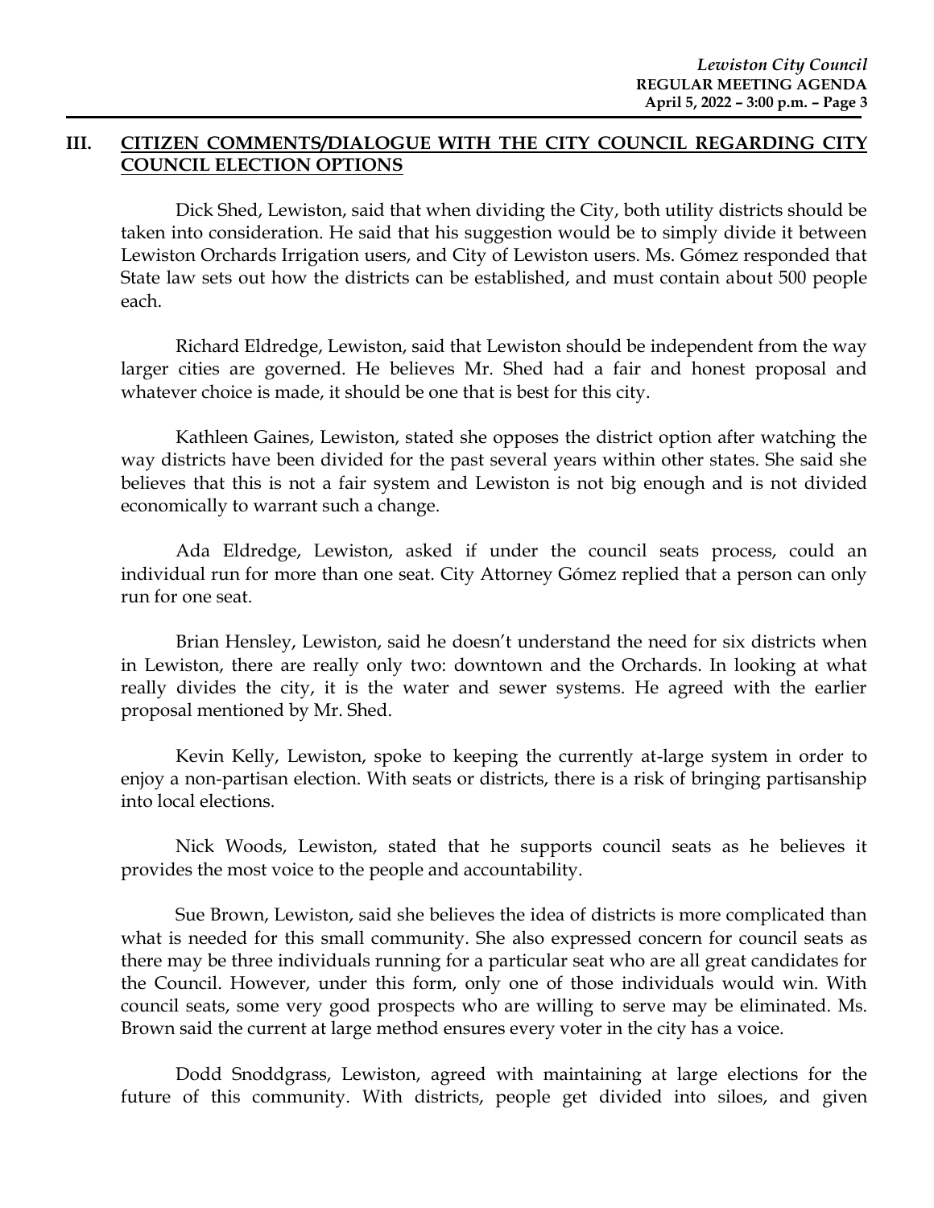## III. CITIZEN COMMENTS/DIALOGUE WITH THE CITY COUNCIL REGARDING CITY COUNCIL ELECTION OPTIONS

Dick Shed, Lewiston, said that when dividing the City, both utility districts should be taken into consideration. He said that his suggestion would be to simply divide it between Lewiston Orchards Irrigation users, and City of Lewiston users. Ms. Gómez responded that State law sets out how the districts can be established, and must contain about 500 people each.

Richard Eldredge, Lewiston, said that Lewiston should be independent from the way larger cities are governed. He believes Mr. Shed had a fair and honest proposal and whatever choice is made, it should be one that is best for this city.

Kathleen Gaines, Lewiston, stated she opposes the district option after watching the way districts have been divided for the past several years within other states. She said she believes that this is not a fair system and Lewiston is not big enough and is not divided economically to warrant such a change.

Ada Eldredge, Lewiston, asked if under the council seats process, could an individual run for more than one seat. City Attorney Gómez replied that a person can only run for one seat.

Brian Hensley, Lewiston, said he doesn't understand the need for six districts when in Lewiston, there are really only two: downtown and the Orchards. In looking at what really divides the city, it is the water and sewer systems. He agreed with the earlier proposal mentioned by Mr. Shed.

Kevin Kelly, Lewiston, spoke to keeping the currently at-large system in order to enjoy a non-partisan election. With seats or districts, there is a risk of bringing partisanship into local elections.

Nick Woods, Lewiston, stated that he supports council seats as he believes it provides the most voice to the people and accountability.

Sue Brown, Lewiston, said she believes the idea of districts is more complicated than what is needed for this small community. She also expressed concern for council seats as there may be three individuals running for a particular seat who are all great candidates for the Council. However, under this form, only one of those individuals would win. With council seats, some very good prospects who are willing to serve may be eliminated. Ms. Brown said the current at large method ensures every voter in the city has a voice.

Dodd Snoddgrass, Lewiston, agreed with maintaining at large elections for the future of this community. With districts, people get divided into siloes, and given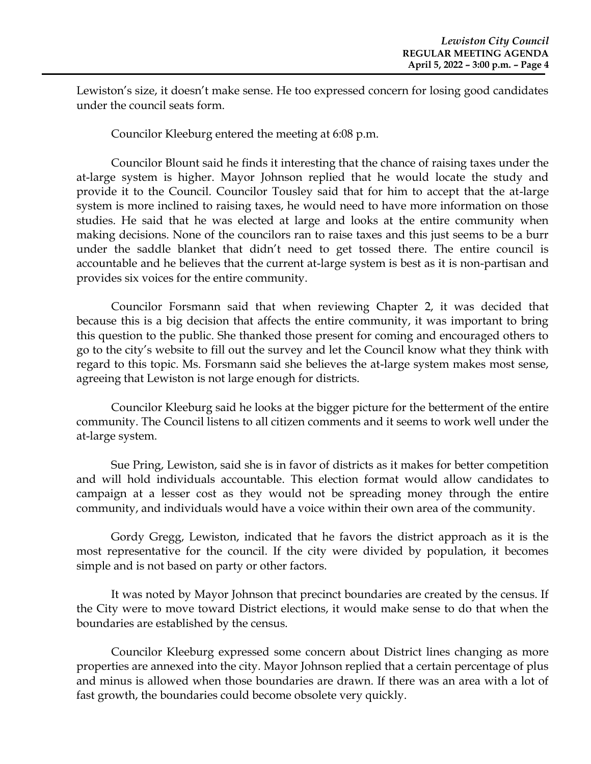Lewiston's size, it doesn't make sense. He too expressed concern for losing good candidates under the council seats form.

Councilor Kleeburg entered the meeting at 6:08 p.m.

Councilor Blount said he finds it interesting that the chance of raising taxes under the at-large system is higher. Mayor Johnson replied that he would locate the study and provide it to the Council. Councilor Tousley said that for him to accept that the at-large system is more inclined to raising taxes, he would need to have more information on those studies. He said that he was elected at large and looks at the entire community when making decisions. None of the councilors ran to raise taxes and this just seems to be a burr under the saddle blanket that didn't need to get tossed there. The entire council is accountable and he believes that the current at-large system is best as it is non-partisan and provides six voices for the entire community.

Councilor Forsmann said that when reviewing Chapter 2, it was decided that because this is a big decision that affects the entire community, it was important to bring this question to the public. She thanked those present for coming and encouraged others to go to the city's website to fill out the survey and let the Council know what they think with regard to this topic. Ms. Forsmann said she believes the at-large system makes most sense, agreeing that Lewiston is not large enough for districts.

Councilor Kleeburg said he looks at the bigger picture for the betterment of the entire community. The Council listens to all citizen comments and it seems to work well under the at-large system.

Sue Pring, Lewiston, said she is in favor of districts as it makes for better competition and will hold individuals accountable. This election format would allow candidates to campaign at a lesser cost as they would not be spreading money through the entire community, and individuals would have a voice within their own area of the community.

Gordy Gregg, Lewiston, indicated that he favors the district approach as it is the most representative for the council. If the city were divided by population, it becomes simple and is not based on party or other factors.

It was noted by Mayor Johnson that precinct boundaries are created by the census. If the City were to move toward District elections, it would make sense to do that when the boundaries are established by the census.

Councilor Kleeburg expressed some concern about District lines changing as more properties are annexed into the city. Mayor Johnson replied that a certain percentage of plus and minus is allowed when those boundaries are drawn. If there was an area with a lot of fast growth, the boundaries could become obsolete very quickly.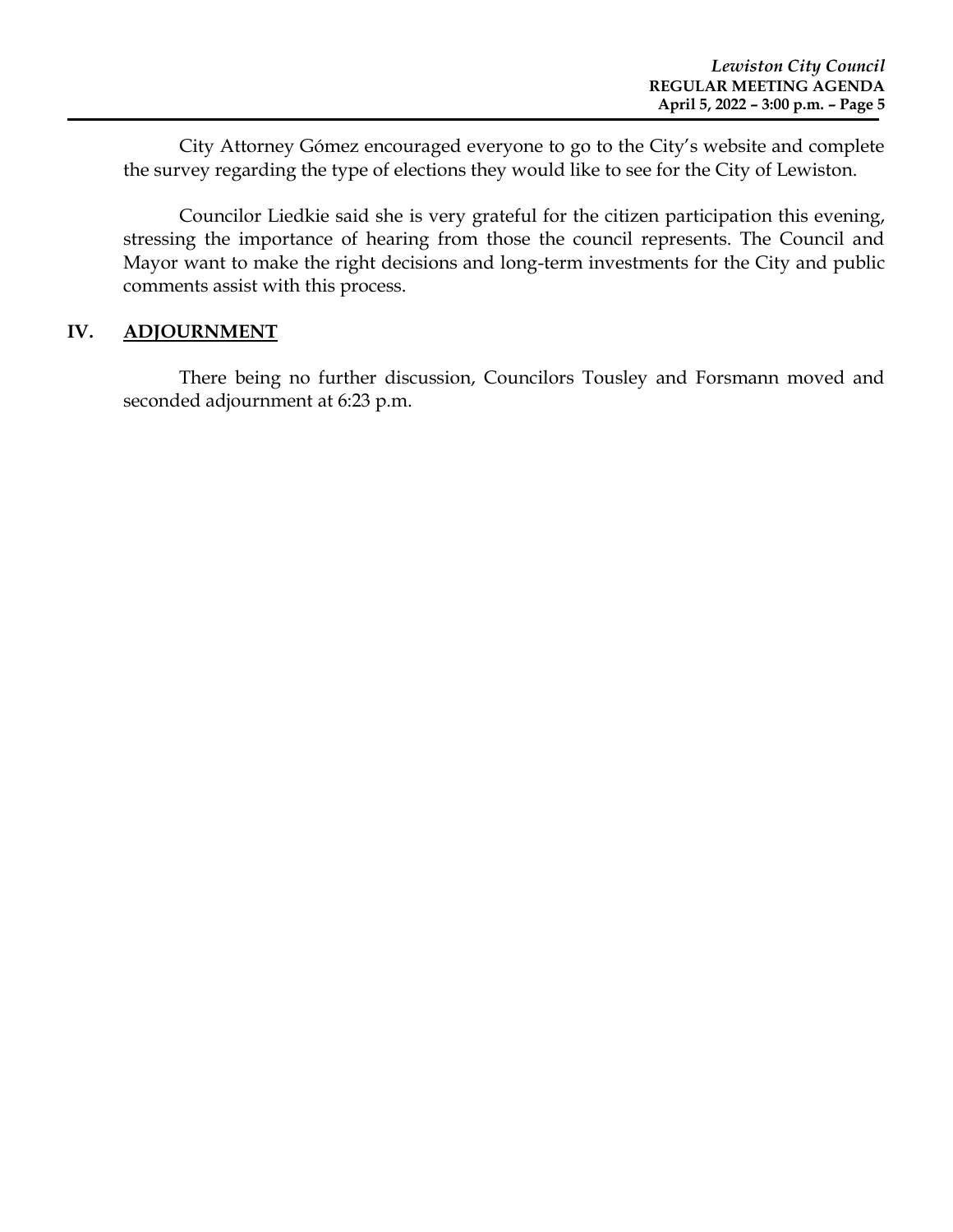City Attorney Gómez encouraged everyone to go to the City's website and complete the survey regarding the type of elections they would like to see for the City of Lewiston.

Councilor Liedkie said she is very grateful for the citizen participation this evening, stressing the importance of hearing from those the council represents. The Council and Mayor want to make the right decisions and long-term investments for the City and public comments assist with this process.

## IV. ADJOURNMENT

There being no further discussion, Councilors Tousley and Forsmann moved and seconded adjournment at 6:23 p.m.